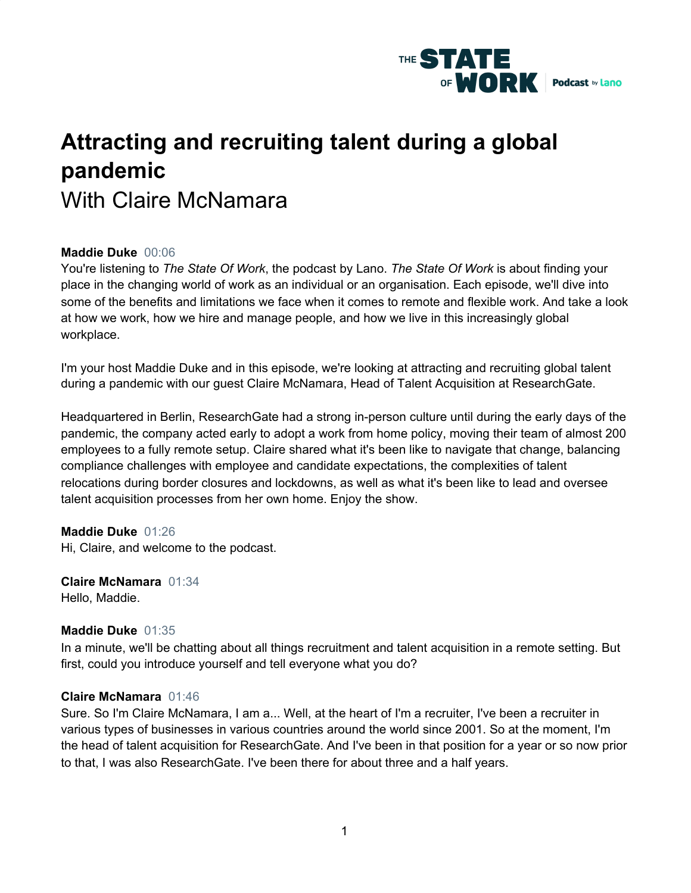# Attracting and recruiting talent during a global pandemic

With Claire McNamara

**Maddie Duke** 00:06
You're listening to *The State Of Work*, the podcast by Lano. *The State Of Work* is about finding your place in the changing world of work as an individual or an organisation. Each episode, we'll dive into some of the benefits and limitations we face when it comes to remote and flexible work. And take a look at how we work, how we hire and manage people, and how we live in this increasingly global workplace.

I'm your host Maddie Duke and in this episode, we're looking at attracting and recruiting global talent during a pandemic with our guest Claire McNamara, Head of Talent Acquisition at ResearchGate.

Headquartered in Berlin, ResearchGate had a strong in-person culture until during the early days of the pandemic, the company acted early to adopt a work from home policy, moving their team of almost 200 employees to a fully remote setup. Claire shared what it's been like to navigate that change, balancing compliance challenges with employee and candidate expectations, the complexities of talent relocations during border closures and lockdowns, as well as what it's been like to lead and oversee talent acquisition processes from her own home. Enjoy the show.

**Maddie Duke** 01:26
Hi, Claire, and welcome to the podcast.

**Claire McNamara** 01:34
Hello, Maddie.

**Maddie Duke** 01:35
In a minute, we'll be chatting about all things recruitment and talent acquisition in a remote setting. But first, could you introduce yourself and tell everyone what you do?

**Claire McNamara** 01:46
Sure. So I'm Claire McNamara, I am a... Well, at the heart of I'm a recruiter, I've been a recruiter in various types of businesses in various countries around the world since 2001. So at the moment, I'm the head of talent acquisition for ResearchGate. And I've been in that position for a year or so now prior to that, I was also ResearchGate. I've been there for about three and a half years.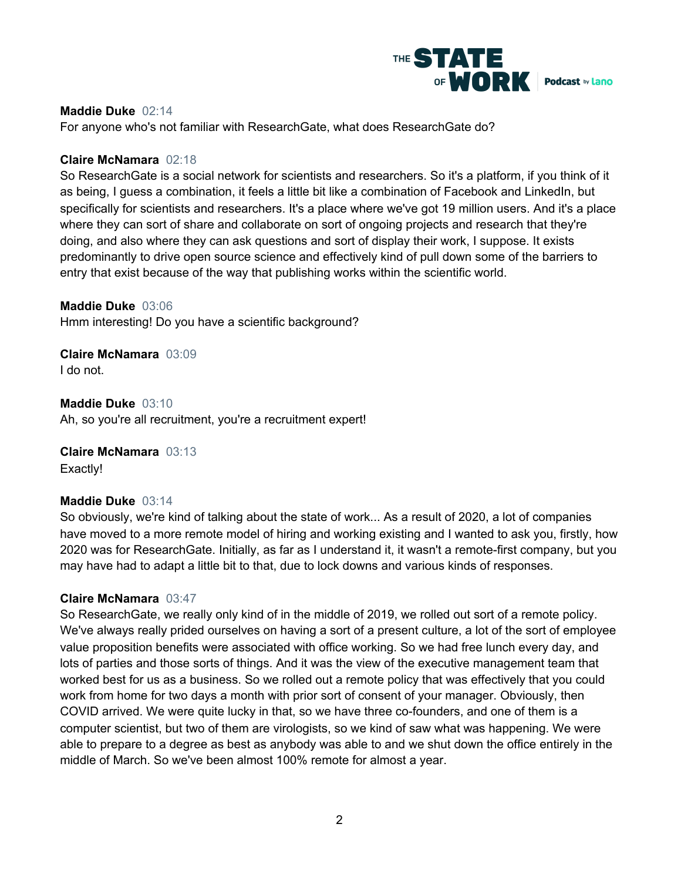**Maddie Duke** 02:14
For anyone who's not familiar with ResearchGate, what does ResearchGate do?

**Claire McNamara** 02:18
So ResearchGate is a social network for scientists and researchers. So it's a platform, if you think of it as being, I guess a combination, it feels a little bit like a combination of Facebook and LinkedIn, but specifically for scientists and researchers. It's a place where we've got 19 million users. And it's a place where they can sort of share and collaborate on sort of ongoing projects and research that they're doing, and also where they can ask questions and sort of display their work, I suppose. It exists predominantly to drive open source science and effectively kind of pull down some of the barriers to entry that exist because of the way that publishing works within the scientific world.

**Maddie Duke** 03:06
Hmm interesting! Do you have a scientific background?

**Claire McNamara** 03:09
I do not.

**Maddie Duke** 03:10
Ah, so you're all recruitment, you're a recruitment expert!

**Claire McNamara** 03:13
Exactly!

**Maddie Duke** 03:14
So obviously, we're kind of talking about the state of work... As a result of 2020, a lot of companies have moved to a more remote model of hiring and working existing and I wanted to ask you, firstly, how 2020 was for ResearchGate. Initially, as far as I understand it, it wasn't a remote-first company, but you may have had to adapt a little bit to that, due to lock downs and various kinds of responses.

**Claire McNamara** 03:47
So ResearchGate, we really only kind of in the middle of 2019, we rolled out sort of a remote policy. We've always really prided ourselves on having a sort of a present culture, a lot of the sort of employee value proposition benefits were associated with office working. So we had free lunch every day, and lots of parties and those sorts of things. And it was the view of the executive management team that worked best for us as a business. So we rolled out a remote policy that was effectively that you could work from home for two days a month with prior sort of consent of your manager. Obviously, then COVID arrived. We were quite lucky in that, so we have three co-founders, and one of them is a computer scientist, but two of them are virologists, so we kind of saw what was happening. We were able to prepare to a degree as best as anybody was able to and we shut down the office entirely in the middle of March. So we've been almost 100% remote for almost a year.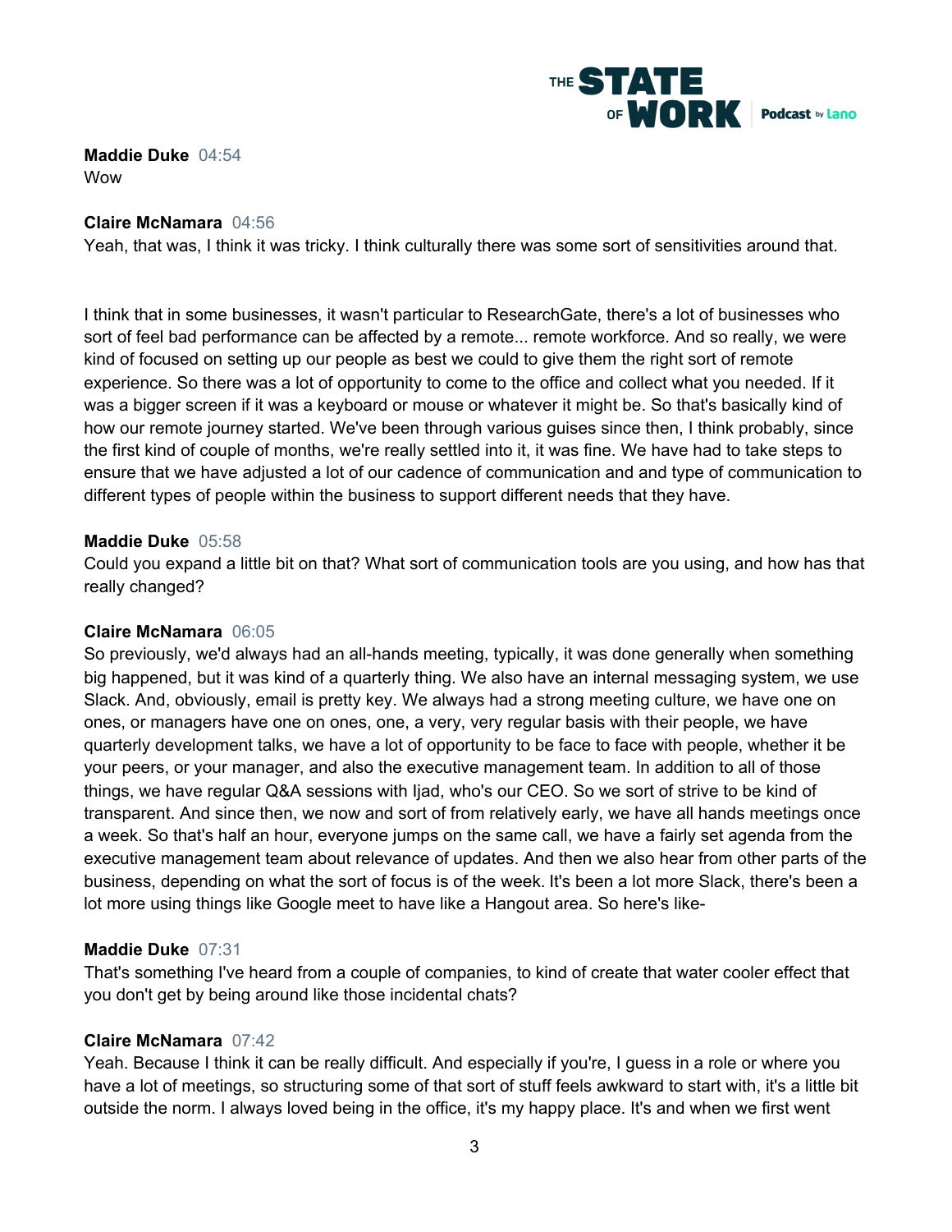**Maddie Duke** 04:54
Wow

**Claire McNamara** 04:56
Yeah, that was, I think it was tricky. I think culturally there was some sort of sensitivities around that.

I think that in some businesses, it wasn't particular to ResearchGate, there's a lot of businesses who sort of feel bad performance can be affected by a remote... remote workforce. And so really, we were kind of focused on setting up our people as best we could to give them the right sort of remote experience. So there was a lot of opportunity to come to the office and collect what you needed. If it was a bigger screen if it was a keyboard or mouse or whatever it might be. So that's basically kind of how our remote journey started. We've been through various guises since then, I think probably, since the first kind of couple of months, we're really settled into it, it was fine. We have had to take steps to ensure that we have adjusted a lot of our cadence of communication and and type of communication to different types of people within the business to support different needs that they have.

**Maddie Duke** 05:58
Could you expand a little bit on that? What sort of communication tools are you using, and how has that really changed?

**Claire McNamara** 06:05
So previously, we'd always had an all-hands meeting, typically, it was done generally when something big happened, but it was kind of a quarterly thing. We also have an internal messaging system, we use Slack. And, obviously, email is pretty key. We always had a strong meeting culture, we have one on ones, or managers have one on ones, one, a very, very regular basis with their people, we have quarterly development talks, we have a lot of opportunity to be face to face with people, whether it be your peers, or your manager, and also the executive management team. In addition to all of those things, we have regular Q&A sessions with Ijad, who's our CEO. So we sort of strive to be kind of transparent. And since then, we now and sort of from relatively early, we have all hands meetings once a week. So that's half an hour, everyone jumps on the same call, we have a fairly set agenda from the executive management team about relevance of updates. And then we also hear from other parts of the business, depending on what the sort of focus is of the week. It's been a lot more Slack, there's been a lot more using things like Google meet to have like a Hangout area. So here's like-

**Maddie Duke** 07:31
That's something I've heard from a couple of companies, to kind of create that water cooler effect that you don't get by being around like those incidental chats?

**Claire McNamara** 07:42
Yeah. Because I think it can be really difficult. And especially if you're, I guess in a role or where you have a lot of meetings, so structuring some of that sort of stuff feels awkward to start with, it's a little bit outside the norm. I always loved being in the office, it's my happy place. It's and when we first went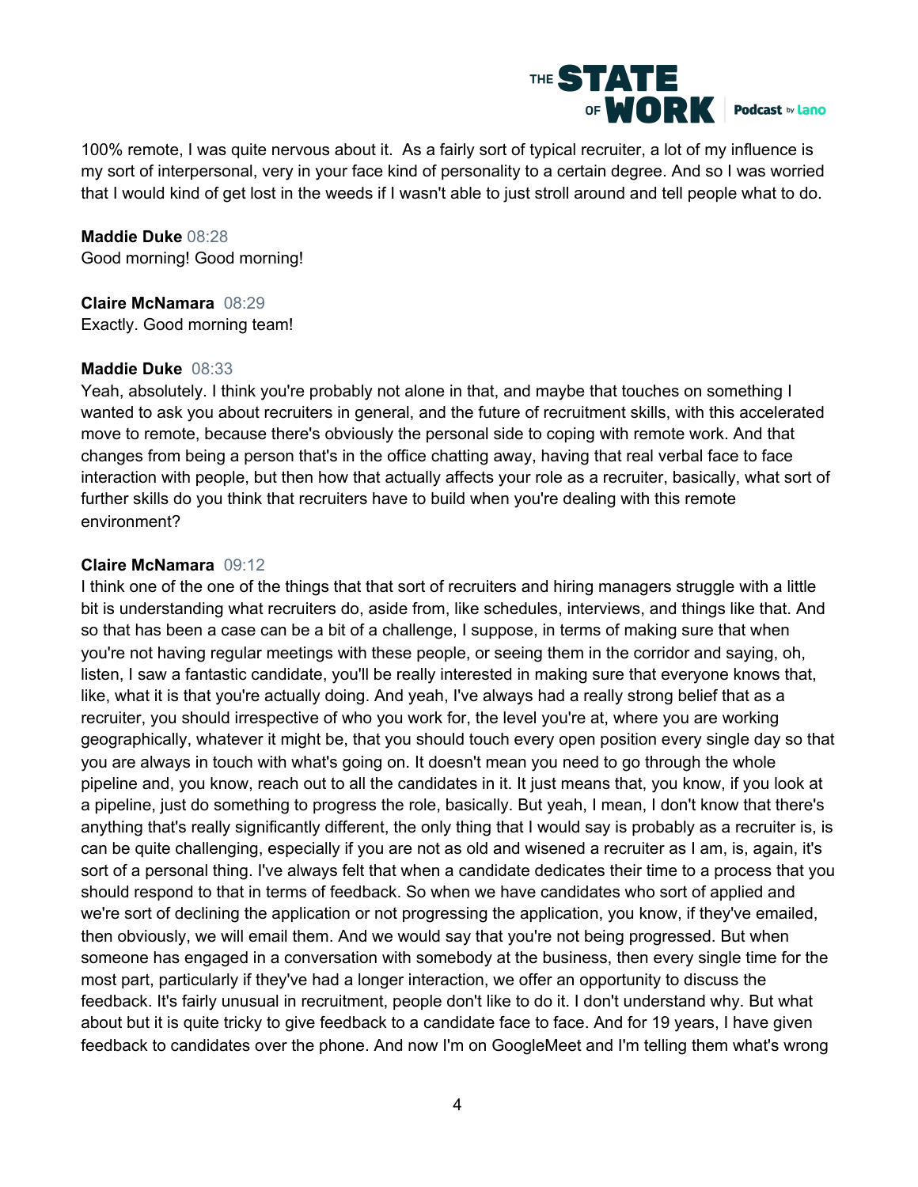100% remote, I was quite nervous about it. As a fairly sort of typical recruiter, a lot of my influence is my sort of interpersonal, very in your face kind of personality to a certain degree. And so I was worried that I would kind of get lost in the weeds if I wasn't able to just stroll around and tell people what to do.

**Maddie Duke** 08:28
Good morning! Good morning!

**Claire McNamara** 08:29
Exactly. Good morning team!

**Maddie Duke** 08:33
Yeah, absolutely. I think you're probably not alone in that, and maybe that touches on something I wanted to ask you about recruiters in general, and the future of recruitment skills, with this accelerated move to remote, because there's obviously the personal side to coping with remote work. And that changes from being a person that's in the office chatting away, having that real verbal face to face interaction with people, but then how that actually affects your role as a recruiter, basically, what sort of further skills do you think that recruiters have to build when you're dealing with this remote environment?

**Claire McNamara** 09:12
I think one of the one of the things that that sort of recruiters and hiring managers struggle with a little bit is understanding what recruiters do, aside from, like schedules, interviews, and things like that. And so that has been a case can be a bit of a challenge, I suppose, in terms of making sure that when you're not having regular meetings with these people, or seeing them in the corridor and saying, oh, listen, I saw a fantastic candidate, you'll be really interested in making sure that everyone knows that, like, what it is that you're actually doing. And yeah, I've always had a really strong belief that as a recruiter, you should irrespective of who you work for, the level you're at, where you are working geographically, whatever it might be, that you should touch every open position every single day so that you are always in touch with what's going on. It doesn't mean you need to go through the whole pipeline and, you know, reach out to all the candidates in it. It just means that, you know, if you look at a pipeline, just do something to progress the role, basically. But yeah, I mean, I don't know that there's anything that's really significantly different, the only thing that I would say is probably as a recruiter is, is can be quite challenging, especially if you are not as old and wisened a recruiter as I am, is, again, it's sort of a personal thing. I've always felt that when a candidate dedicates their time to a process that you should respond to that in terms of feedback. So when we have candidates who sort of applied and we're sort of declining the application or not progressing the application, you know, if they've emailed, then obviously, we will email them. And we would say that you're not being progressed. But when someone has engaged in a conversation with somebody at the business, then every single time for the most part, particularly if they've had a longer interaction, we offer an opportunity to discuss the feedback. It's fairly unusual in recruitment, people don't like to do it. I don't understand why. But what about but it is quite tricky to give feedback to a candidate face to face. And for 19 years, I have given feedback to candidates over the phone. And now I'm on GoogleMeet and I'm telling them what's wrong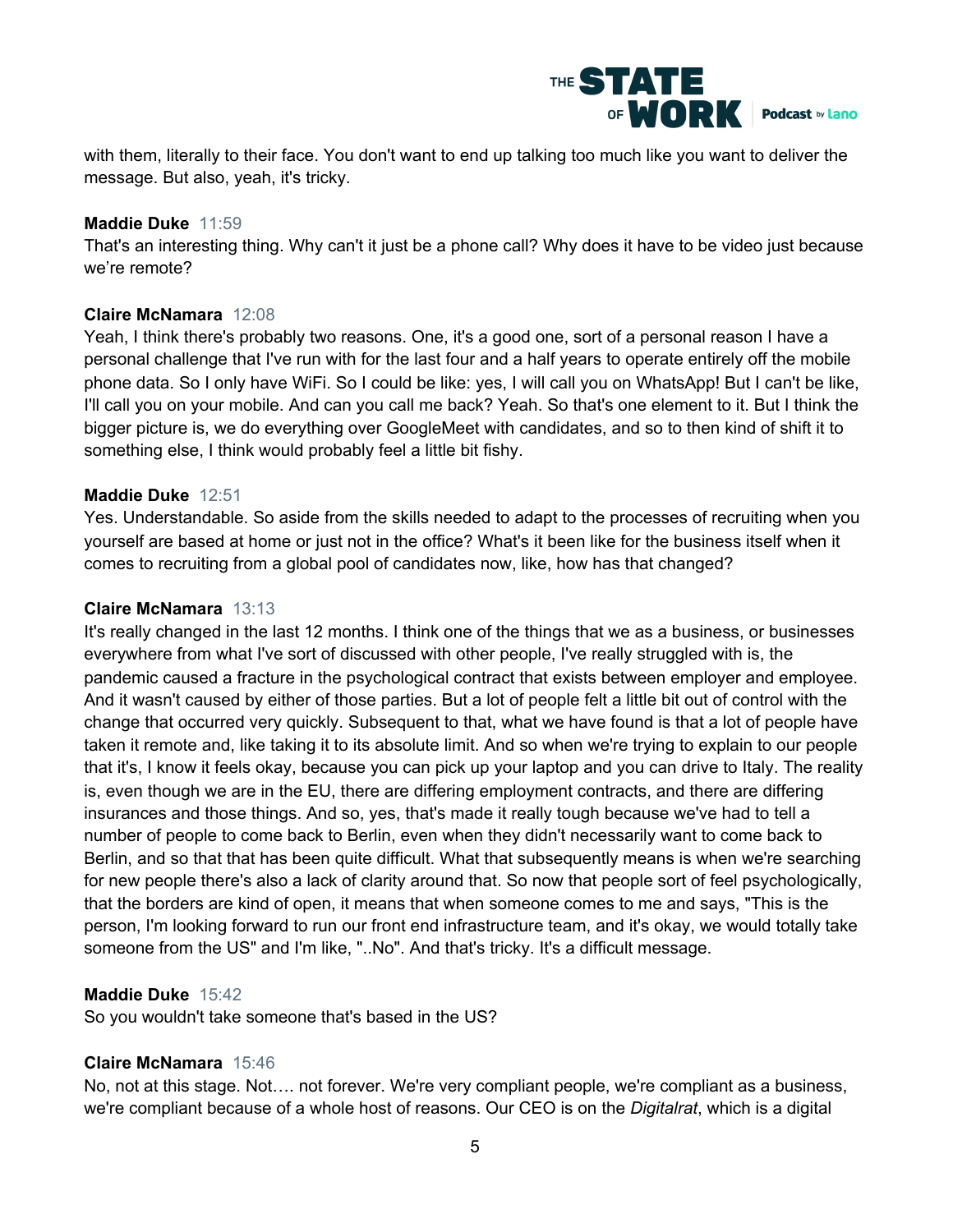with them, literally to their face. You don't want to end up talking too much like you want to deliver the message. But also, yeah, it's tricky.

**Maddie Duke** 11:59
That's an interesting thing. Why can't it just be a phone call? Why does it have to be video just because we're remote?

**Claire McNamara** 12:08
Yeah, I think there's probably two reasons. One, it's a good one, sort of a personal reason I have a personal challenge that I've run with for the last four and a half years to operate entirely off the mobile phone data. So I only have WiFi. So I could be like: yes, I will call you on WhatsApp! But I can't be like, I'll call you on your mobile. And can you call me back? Yeah. So that's one element to it. But I think the bigger picture is, we do everything over GoogleMeet with candidates, and so to then kind of shift it to something else, I think would probably feel a little bit fishy.

**Maddie Duke** 12:51
Yes. Understandable. So aside from the skills needed to adapt to the processes of recruiting when you yourself are based at home or just not in the office? What's it been like for the business itself when it comes to recruiting from a global pool of candidates now, like, how has that changed?

**Claire McNamara** 13:13
It's really changed in the last 12 months. I think one of the things that we as a business, or businesses everywhere from what I've sort of discussed with other people, I've really struggled with is, the pandemic caused a fracture in the psychological contract that exists between employer and employee. And it wasn't caused by either of those parties. But a lot of people felt a little bit out of control with the change that occurred very quickly. Subsequent to that, what we have found is that a lot of people have taken it remote and, like taking it to its absolute limit. And so when we're trying to explain to our people that it's, I know it feels okay, because you can pick up your laptop and you can drive to Italy. The reality is, even though we are in the EU, there are differing employment contracts, and there are differing insurances and those things. And so, yes, that's made it really tough because we've had to tell a number of people to come back to Berlin, even when they didn't necessarily want to come back to Berlin, and so that that has been quite difficult. What that subsequently means is when we're searching for new people there's also a lack of clarity around that. So now that people sort of feel psychologically, that the borders are kind of open, it means that when someone comes to me and says, "This is the person, I'm looking forward to run our front end infrastructure team, and it's okay, we would totally take someone from the US" and I'm like, "..No". And that's tricky. It's a difficult message.

**Maddie Duke** 15:42
So you wouldn't take someone that's based in the US?

**Claire McNamara** 15:46
No, not at this stage. Not…. not forever. We're very compliant people, we're compliant as a business, we're compliant because of a whole host of reasons. Our CEO is on the *Digitalrat*, which is a digital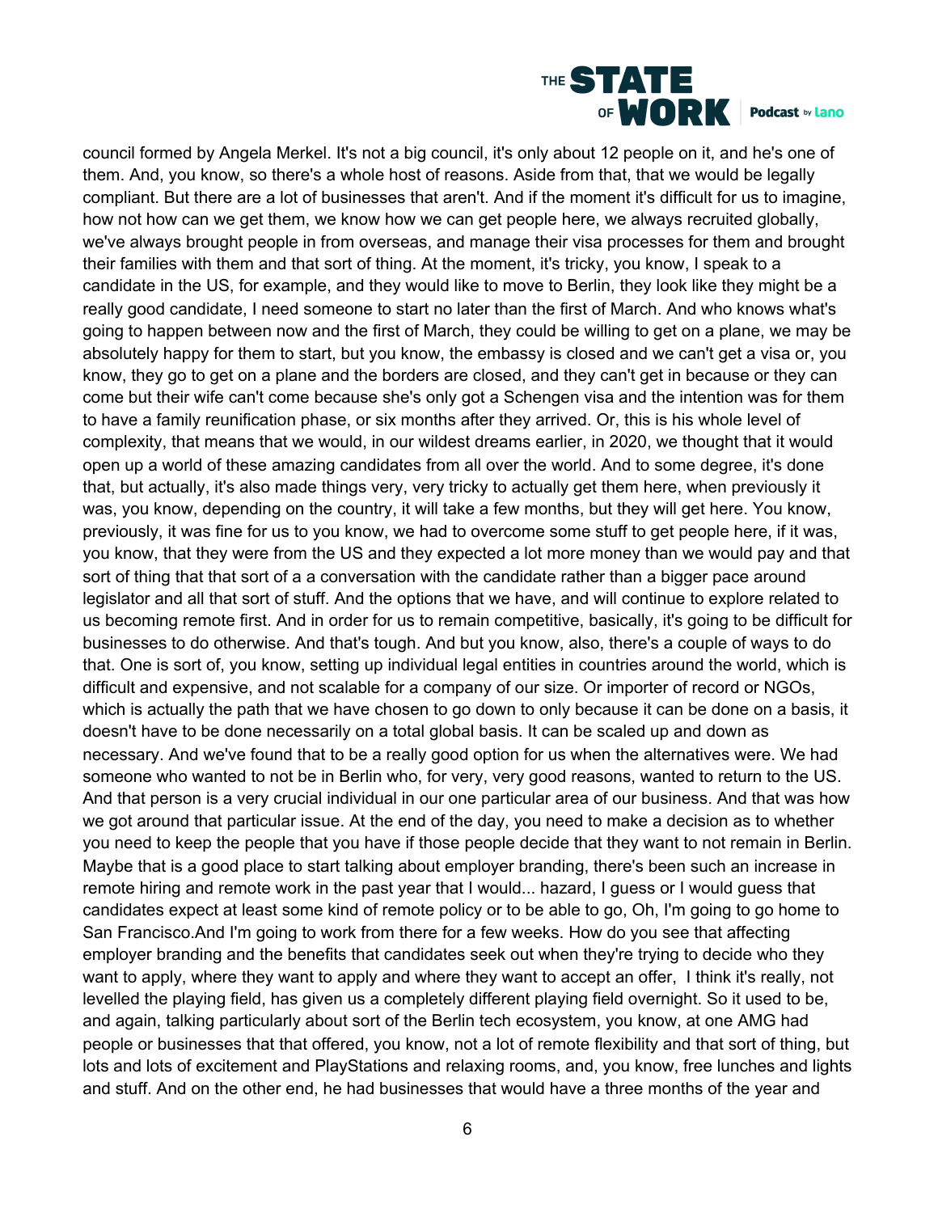council formed by Angela Merkel. It's not a big council, it's only about 12 people on it, and he's one of them. And, you know, so there's a whole host of reasons. Aside from that, that we would be legally compliant. But there are a lot of businesses that aren't. And if the moment it's difficult for us to imagine, how not how can we get them, we know how we can get people here, we always recruited globally, we've always brought people in from overseas, and manage their visa processes for them and brought their families with them and that sort of thing. At the moment, it's tricky, you know, I speak to a candidate in the US, for example, and they would like to move to Berlin, they look like they might be a really good candidate, I need someone to start no later than the first of March. And who knows what's going to happen between now and the first of March, they could be willing to get on a plane, we may be absolutely happy for them to start, but you know, the embassy is closed and we can't get a visa or, you know, they go to get on a plane and the borders are closed, and they can't get in because or they can come but their wife can't come because she's only got a Schengen visa and the intention was for them to have a family reunification phase, or six months after they arrived. Or, this is his whole level of complexity, that means that we would, in our wildest dreams earlier, in 2020, we thought that it would open up a world of these amazing candidates from all over the world. And to some degree, it's done that, but actually, it's also made things very, very tricky to actually get them here, when previously it was, you know, depending on the country, it will take a few months, but they will get here. You know, previously, it was fine for us to you know, we had to overcome some stuff to get people here, if it was, you know, that they were from the US and they expected a lot more money than we would pay and that sort of thing that that sort of a a conversation with the candidate rather than a bigger pace around legislator and all that sort of stuff. And the options that we have, and will continue to explore related to us becoming remote first. And in order for us to remain competitive, basically, it's going to be difficult for businesses to do otherwise. And that's tough. And but you know, also, there's a couple of ways to do that. One is sort of, you know, setting up individual legal entities in countries around the world, which is difficult and expensive, and not scalable for a company of our size. Or importer of record or NGOs, which is actually the path that we have chosen to go down to only because it can be done on a basis, it doesn't have to be done necessarily on a total global basis. It can be scaled up and down as necessary. And we've found that to be a really good option for us when the alternatives were. We had someone who wanted to not be in Berlin who, for very, very good reasons, wanted to return to the US. And that person is a very crucial individual in our one particular area of our business. And that was how we got around that particular issue. At the end of the day, you need to make a decision as to whether you need to keep the people that you have if those people decide that they want to not remain in Berlin. Maybe that is a good place to start talking about employer branding, there's been such an increase in remote hiring and remote work in the past year that I would... hazard, I guess or I would guess that candidates expect at least some kind of remote policy or to be able to go, Oh, I'm going to go home to San Francisco.And I'm going to work from there for a few weeks. How do you see that affecting employer branding and the benefits that candidates seek out when they're trying to decide who they want to apply, where they want to apply and where they want to accept an offer,  I think it's really, not levelled the playing field, has given us a completely different playing field overnight. So it used to be, and again, talking particularly about sort of the Berlin tech ecosystem, you know, at one AMG had people or businesses that that offered, you know, not a lot of remote flexibility and that sort of thing, but lots and lots of excitement and PlayStations and relaxing rooms, and, you know, free lunches and lights and stuff. And on the other end, he had businesses that would have a three months of the year and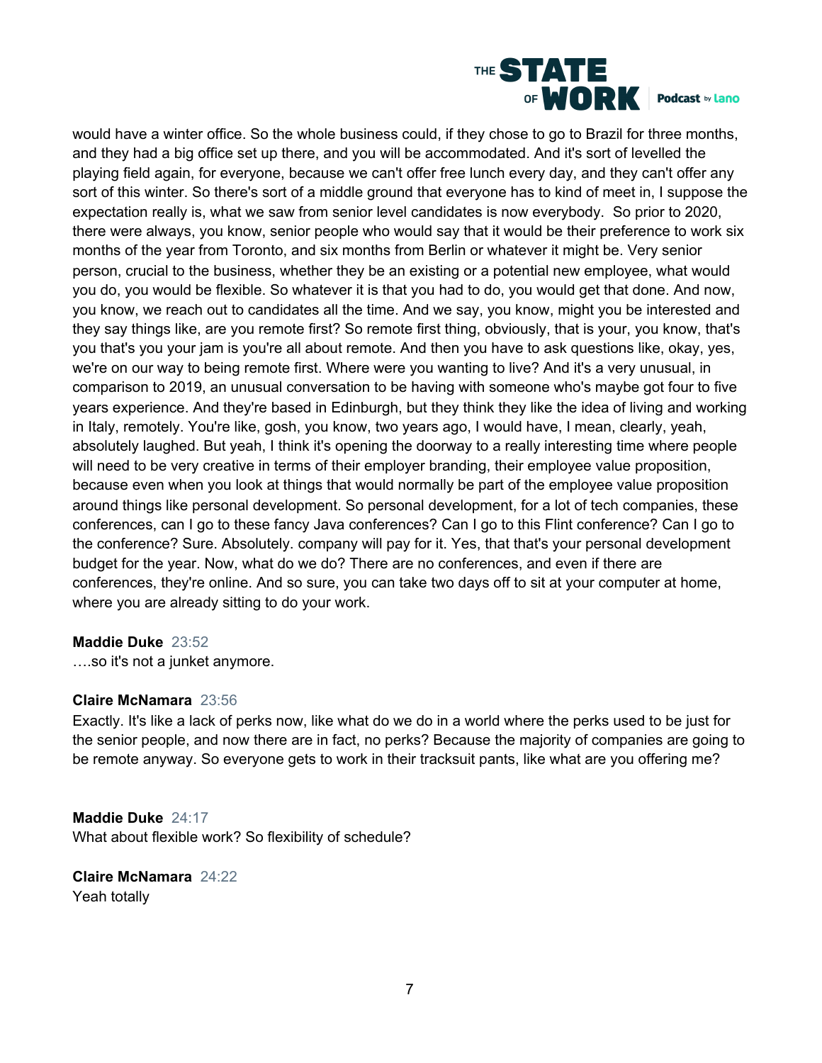would have a winter office. So the whole business could, if they chose to go to Brazil for three months, and they had a big office set up there, and you will be accommodated. And it's sort of levelled the playing field again, for everyone, because we can't offer free lunch every day, and they can't offer any sort of this winter. So there's sort of a middle ground that everyone has to kind of meet in, I suppose the expectation really is, what we saw from senior level candidates is now everybody. So prior to 2020, there were always, you know, senior people who would say that it would be their preference to work six months of the year from Toronto, and six months from Berlin or whatever it might be. Very senior person, crucial to the business, whether they be an existing or a potential new employee, what would you do, you would be flexible. So whatever it is that you had to do, you would get that done. And now, you know, we reach out to candidates all the time. And we say, you know, might you be interested and they say things like, are you remote first? So remote first thing, obviously, that is your, you know, that's you that's you your jam is you're all about remote. And then you have to ask questions like, okay, yes, we're on our way to being remote first. Where were you wanting to live? And it's a very unusual, in comparison to 2019, an unusual conversation to be having with someone who's maybe got four to five years experience. And they're based in Edinburgh, but they think they like the idea of living and working in Italy, remotely. You're like, gosh, you know, two years ago, I would have, I mean, clearly, yeah, absolutely laughed. But yeah, I think it's opening the doorway to a really interesting time where people will need to be very creative in terms of their employer branding, their employee value proposition, because even when you look at things that would normally be part of the employee value proposition around things like personal development. So personal development, for a lot of tech companies, these conferences, can I go to these fancy Java conferences? Can I go to this Flint conference? Can I go to the conference? Sure. Absolutely. company will pay for it. Yes, that that's your personal development budget for the year. Now, what do we do? There are no conferences, and even if there are conferences, they're online. And so sure, you can take two days off to sit at your computer at home, where you are already sitting to do your work.

**Maddie Duke** 23:52
….so it's not a junket anymore.

**Claire McNamara** 23:56
Exactly. It's like a lack of perks now, like what do we do in a world where the perks used to be just for the senior people, and now there are in fact, no perks? Because the majority of companies are going to be remote anyway. So everyone gets to work in their tracksuit pants, like what are you offering me?

**Maddie Duke** 24:17
What about flexible work? So flexibility of schedule?

**Claire McNamara** 24:22
Yeah totally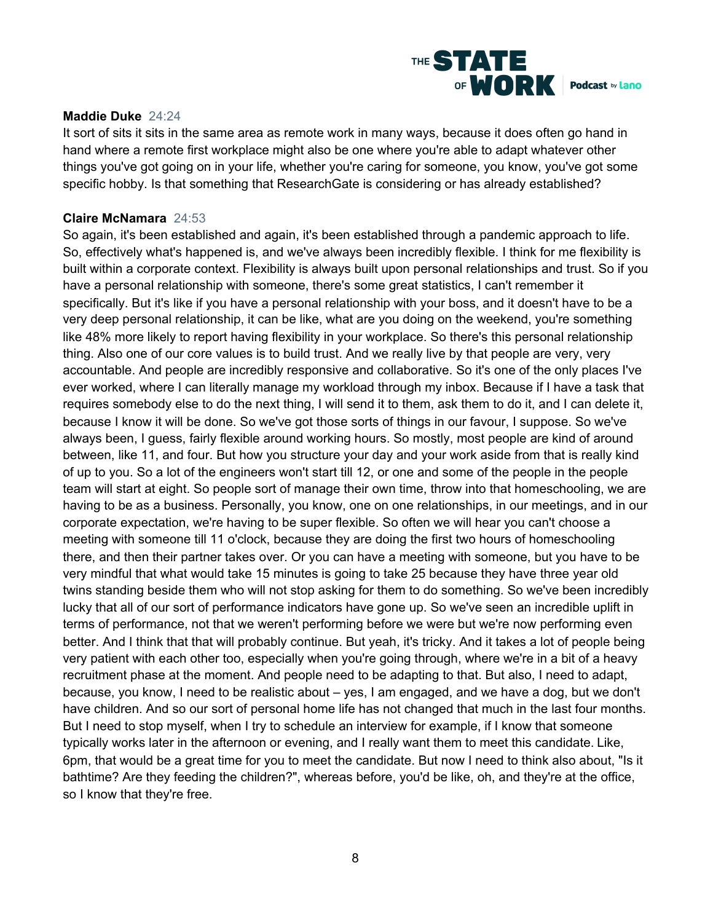**Maddie Duke** 24:24
It sort of sits it sits in the same area as remote work in many ways, because it does often go hand in hand where a remote first workplace might also be one where you're able to adapt whatever other things you've got going on in your life, whether you're caring for someone, you know, you've got some specific hobby. Is that something that ResearchGate is considering or has already established?

**Claire McNamara** 24:53
So again, it's been established and again, it's been established through a pandemic approach to life. So, effectively what's happened is, and we've always been incredibly flexible. I think for me flexibility is built within a corporate context. Flexibility is always built upon personal relationships and trust. So if you have a personal relationship with someone, there's some great statistics, I can't remember it specifically. But it's like if you have a personal relationship with your boss, and it doesn't have to be a very deep personal relationship, it can be like, what are you doing on the weekend, you're something like 48% more likely to report having flexibility in your workplace. So there's this personal relationship thing. Also one of our core values is to build trust. And we really live by that people are very, very accountable. And people are incredibly responsive and collaborative. So it's one of the only places I've ever worked, where I can literally manage my workload through my inbox. Because if I have a task that requires somebody else to do the next thing, I will send it to them, ask them to do it, and I can delete it, because I know it will be done. So we've got those sorts of things in our favour, I suppose. So we've always been, I guess, fairly flexible around working hours. So mostly, most people are kind of around between, like 11, and four. But how you structure your day and your work aside from that is really kind of up to you. So a lot of the engineers won't start till 12, or one and some of the people in the people team will start at eight. So people sort of manage their own time, throw into that homeschooling, we are having to be as a business. Personally, you know, one on one relationships, in our meetings, and in our corporate expectation, we're having to be super flexible. So often we will hear you can't choose a meeting with someone till 11 o'clock, because they are doing the first two hours of homeschooling there, and then their partner takes over. Or you can have a meeting with someone, but you have to be very mindful that what would take 15 minutes is going to take 25 because they have three year old twins standing beside them who will not stop asking for them to do something. So we've been incredibly lucky that all of our sort of performance indicators have gone up. So we've seen an incredible uplift in terms of performance, not that we weren't performing before we were but we're now performing even better. And I think that that will probably continue. But yeah, it's tricky. And it takes a lot of people being very patient with each other too, especially when you're going through, where we're in a bit of a heavy recruitment phase at the moment. And people need to be adapting to that. But also, I need to adapt, because, you know, I need to be realistic about – yes, I am engaged, and we have a dog, but we don't have children. And so our sort of personal home life has not changed that much in the last four months. But I need to stop myself, when I try to schedule an interview for example, if I know that someone typically works later in the afternoon or evening, and I really want them to meet this candidate. Like, 6pm, that would be a great time for you to meet the candidate. But now I need to think also about, "Is it bathtime? Are they feeding the children?", whereas before, you'd be like, oh, and they're at the office, so I know that they're free.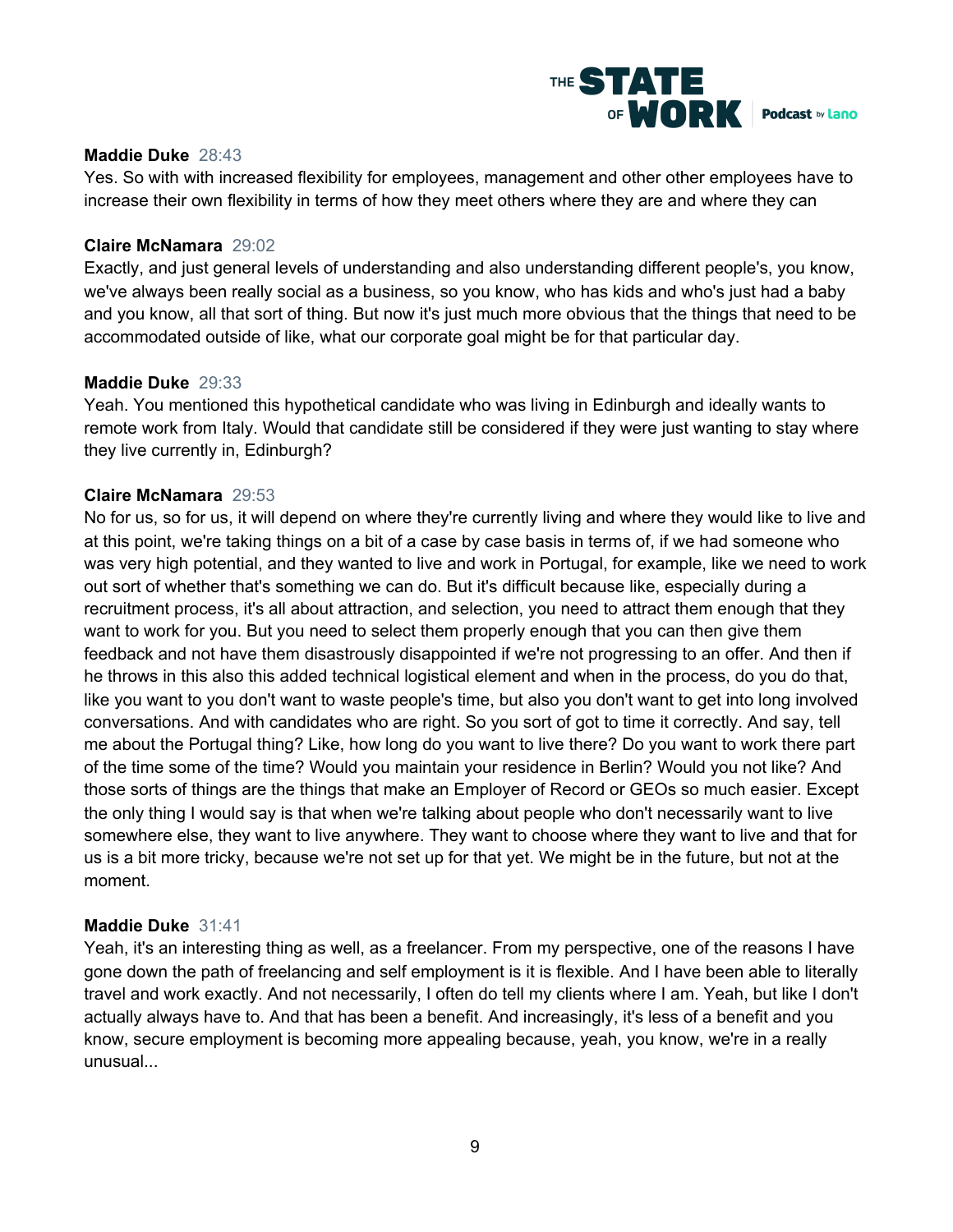**Maddie Duke** 28:43
Yes. So with with increased flexibility for employees, management and other other employees have to increase their own flexibility in terms of how they meet others where they are and where they can

**Claire McNamara** 29:02
Exactly, and just general levels of understanding and also understanding different people's, you know, we've always been really social as a business, so you know, who has kids and who's just had a baby and you know, all that sort of thing. But now it's just much more obvious that the things that need to be accommodated outside of like, what our corporate goal might be for that particular day.

**Maddie Duke** 29:33
Yeah. You mentioned this hypothetical candidate who was living in Edinburgh and ideally wants to remote work from Italy. Would that candidate still be considered if they were just wanting to stay where they live currently in, Edinburgh?

**Claire McNamara** 29:53
No for us, so for us, it will depend on where they're currently living and where they would like to live and at this point, we're taking things on a bit of a case by case basis in terms of, if we had someone who was very high potential, and they wanted to live and work in Portugal, for example, like we need to work out sort of whether that's something we can do. But it's difficult because like, especially during a recruitment process, it's all about attraction, and selection, you need to attract them enough that they want to work for you. But you need to select them properly enough that you can then give them feedback and not have them disastrously disappointed if we're not progressing to an offer. And then if he throws in this also this added technical logistical element and when in the process, do you do that, like you want to you don't want to waste people's time, but also you don't want to get into long involved conversations. And with candidates who are right. So you sort of got to time it correctly. And say, tell me about the Portugal thing? Like, how long do you want to live there? Do you want to work there part of the time some of the time? Would you maintain your residence in Berlin? Would you not like? And those sorts of things are the things that make an Employer of Record or GEOs so much easier. Except the only thing I would say is that when we're talking about people who don't necessarily want to live somewhere else, they want to live anywhere. They want to choose where they want to live and that for us is a bit more tricky, because we're not set up for that yet. We might be in the future, but not at the moment.

**Maddie Duke** 31:41
Yeah, it's an interesting thing as well, as a freelancer. From my perspective, one of the reasons I have gone down the path of freelancing and self employment is it is flexible. And I have been able to literally travel and work exactly. And not necessarily, I often do tell my clients where I am. Yeah, but like I don't actually always have to. And that has been a benefit. And increasingly, it's less of a benefit and you know, secure employment is becoming more appealing because, yeah, you know, we're in a really unusual...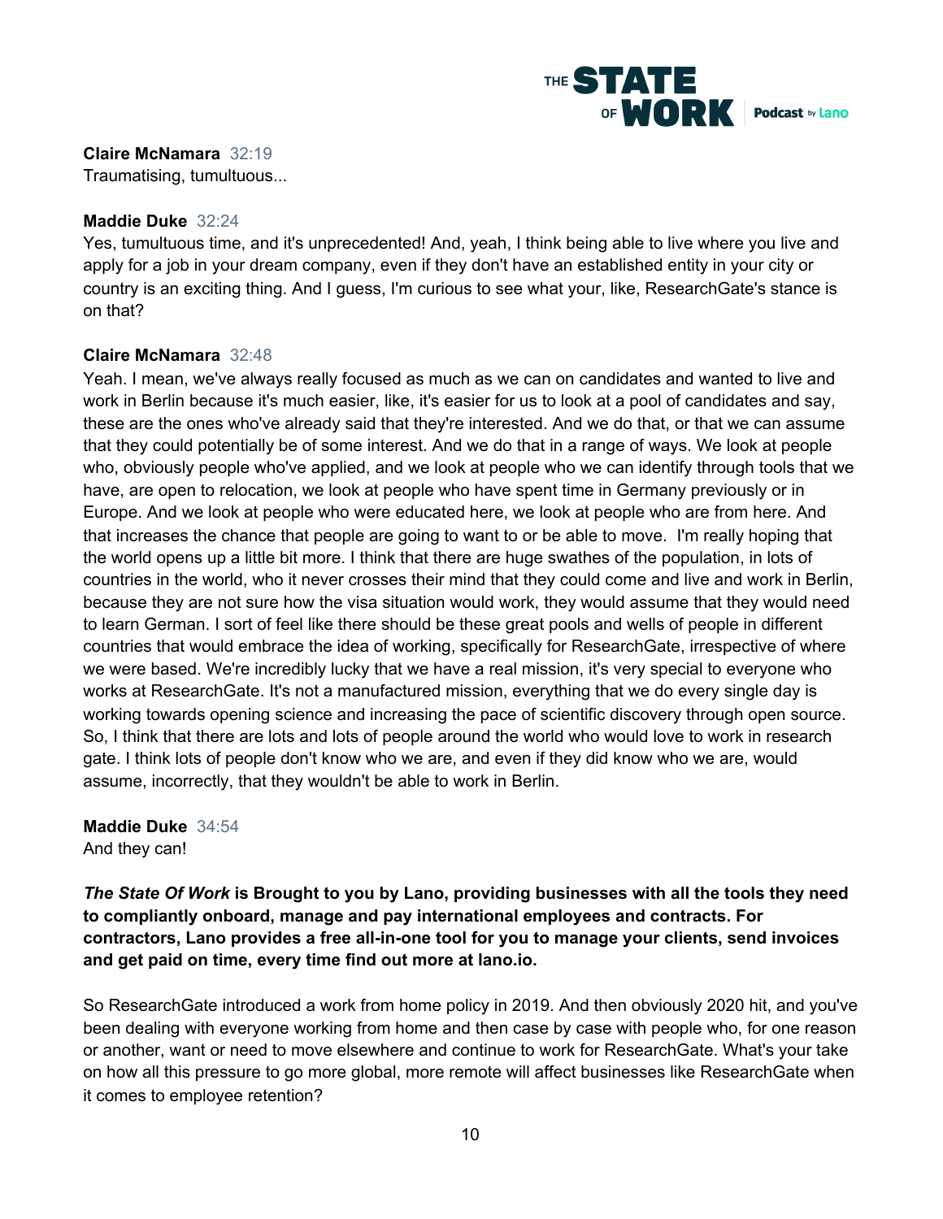**Claire McNamara** 32:19
Traumatising, tumultuous...

**Maddie Duke** 32:24
Yes, tumultuous time, and it's unprecedented! And, yeah, I think being able to live where you live and apply for a job in your dream company, even if they don't have an established entity in your city or country is an exciting thing. And I guess, I'm curious to see what your, like, ResearchGate's stance is on that?

**Claire McNamara** 32:48
Yeah. I mean, we've always really focused as much as we can on candidates and wanted to live and work in Berlin because it's much easier, like, it's easier for us to look at a pool of candidates and say, these are the ones who've already said that they're interested. And we do that, or that we can assume that they could potentially be of some interest. And we do that in a range of ways. We look at people who, obviously people who've applied, and we look at people who we can identify through tools that we have, are open to relocation, we look at people who have spent time in Germany previously or in Europe. And we look at people who were educated here, we look at people who are from here. And that increases the chance that people are going to want to or be able to move. I'm really hoping that the world opens up a little bit more. I think that there are huge swathes of the population, in lots of countries in the world, who it never crosses their mind that they could come and live and work in Berlin, because they are not sure how the visa situation would work, they would assume that they would need to learn German. I sort of feel like there should be these great pools and wells of people in different countries that would embrace the idea of working, specifically for ResearchGate, irrespective of where we were based. We're incredibly lucky that we have a real mission, it's very special to everyone who works at ResearchGate. It's not a manufactured mission, everything that we do every single day is working towards opening science and increasing the pace of scientific discovery through open source. So, I think that there are lots and lots of people around the world who would love to work in research gate. I think lots of people don't know who we are, and even if they did know who we are, would assume, incorrectly, that they wouldn't be able to work in Berlin.

**Maddie Duke** 34:54
And they can!

***The State Of Work* is Brought to you by Lano, providing businesses with all the tools they need to compliantly onboard, manage and pay international employees and contracts. For contractors, Lano provides a free all-in-one tool for you to manage your clients, send invoices and get paid on time, every time find out more at lano.io.**

So ResearchGate introduced a work from home policy in 2019. And then obviously 2020 hit, and you've been dealing with everyone working from home and then case by case with people who, for one reason or another, want or need to move elsewhere and continue to work for ResearchGate. What's your take on how all this pressure to go more global, more remote will affect businesses like ResearchGate when it comes to employee retention?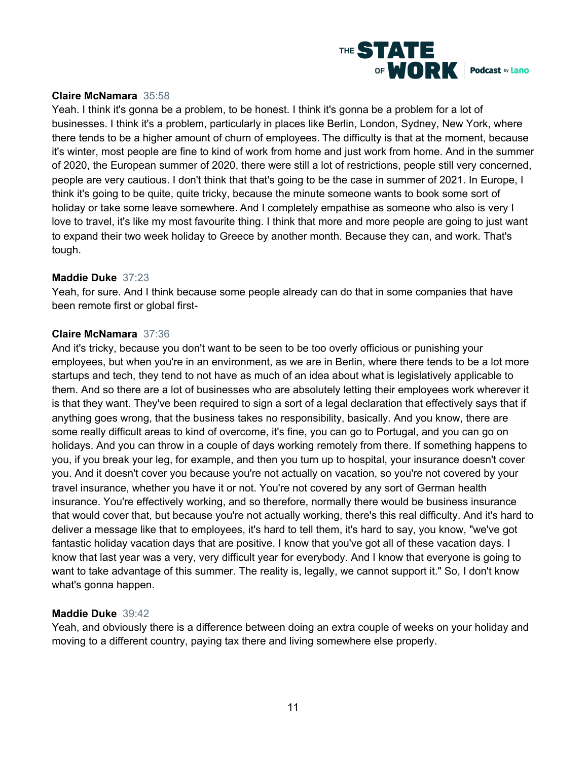**Claire McNamara** 35:58
Yeah. I think it's gonna be a problem, to be honest. I think it's gonna be a problem for a lot of businesses. I think it's a problem, particularly in places like Berlin, London, Sydney, New York, where there tends to be a higher amount of churn of employees. The difficulty is that at the moment, because it's winter, most people are fine to kind of work from home and just work from home. And in the summer of 2020, the European summer of 2020, there were still a lot of restrictions, people still very concerned, people are very cautious. I don't think that that's going to be the case in summer of 2021. In Europe, I think it's going to be quite, quite tricky, because the minute someone wants to book some sort of holiday or take some leave somewhere. And I completely empathise as someone who also is very I love to travel, it's like my most favourite thing. I think that more and more people are going to just want to expand their two week holiday to Greece by another month. Because they can, and work. That's tough.

**Maddie Duke** 37:23
Yeah, for sure. And I think because some people already can do that in some companies that have been remote first or global first-

**Claire McNamara** 37:36
And it's tricky, because you don't want to be seen to be too overly officious or punishing your employees, but when you're in an environment, as we are in Berlin, where there tends to be a lot more startups and tech, they tend to not have as much of an idea about what is legislatively applicable to them. And so there are a lot of businesses who are absolutely letting their employees work wherever it is that they want. They've been required to sign a sort of a legal declaration that effectively says that if anything goes wrong, that the business takes no responsibility, basically. And you know, there are some really difficult areas to kind of overcome, it's fine, you can go to Portugal, and you can go on holidays. And you can throw in a couple of days working remotely from there. If something happens to you, if you break your leg, for example, and then you turn up to hospital, your insurance doesn't cover you. And it doesn't cover you because you're not actually on vacation, so you're not covered by your travel insurance, whether you have it or not. You're not covered by any sort of German health insurance. You're effectively working, and so therefore, normally there would be business insurance that would cover that, but because you're not actually working, there's this real difficulty. And it's hard to deliver a message like that to employees, it's hard to tell them, it's hard to say, you know, "we've got fantastic holiday vacation days that are positive. I know that you've got all of these vacation days. I know that last year was a very, very difficult year for everybody. And I know that everyone is going to want to take advantage of this summer. The reality is, legally, we cannot support it." So, I don't know what's gonna happen.

**Maddie Duke** 39:42
Yeah, and obviously there is a difference between doing an extra couple of weeks on your holiday and moving to a different country, paying tax there and living somewhere else properly.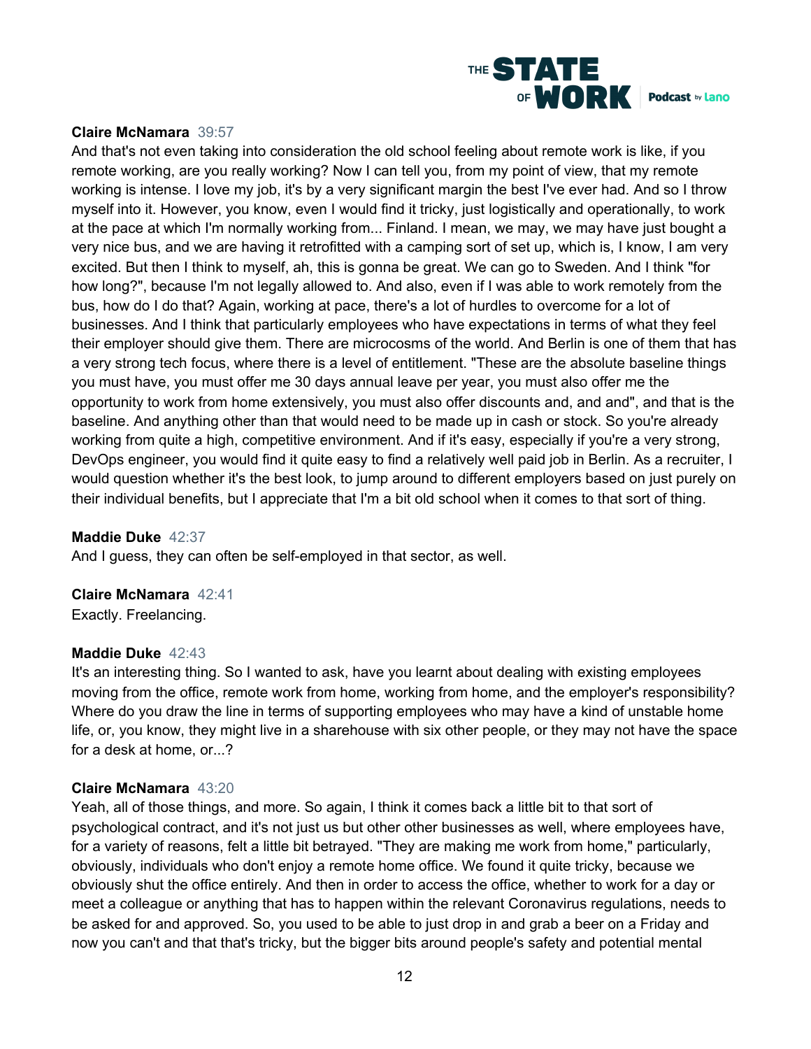**Claire McNamara** 39:57
And that's not even taking into consideration the old school feeling about remote work is like, if you remote working, are you really working? Now I can tell you, from my point of view, that my remote working is intense. I love my job, it's by a very significant margin the best I've ever had. And so I throw myself into it. However, you know, even I would find it tricky, just logistically and operationally, to work at the pace at which I'm normally working from... Finland. I mean, we may, we may have just bought a very nice bus, and we are having it retrofitted with a camping sort of set up, which is, I know, I am very excited. But then I think to myself, ah, this is gonna be great. We can go to Sweden. And I think "for how long?", because I'm not legally allowed to. And also, even if I was able to work remotely from the bus, how do I do that? Again, working at pace, there's a lot of hurdles to overcome for a lot of businesses. And I think that particularly employees who have expectations in terms of what they feel their employer should give them. There are microcosms of the world. And Berlin is one of them that has a very strong tech focus, where there is a level of entitlement. "These are the absolute baseline things you must have, you must offer me 30 days annual leave per year, you must also offer me the opportunity to work from home extensively, you must also offer discounts and, and and", and that is the baseline. And anything other than that would need to be made up in cash or stock. So you're already working from quite a high, competitive environment. And if it's easy, especially if you're a very strong, DevOps engineer, you would find it quite easy to find a relatively well paid job in Berlin. As a recruiter, I would question whether it's the best look, to jump around to different employers based on just purely on their individual benefits, but I appreciate that I'm a bit old school when it comes to that sort of thing.

**Maddie Duke** 42:37
And I guess, they can often be self-employed in that sector, as well.

**Claire McNamara** 42:41
Exactly. Freelancing.

**Maddie Duke** 42:43
It's an interesting thing. So I wanted to ask, have you learnt about dealing with existing employees moving from the office, remote work from home, working from home, and the employer's responsibility? Where do you draw the line in terms of supporting employees who may have a kind of unstable home life, or, you know, they might live in a sharehouse with six other people, or they may not have the space for a desk at home, or...?

**Claire McNamara** 43:20
Yeah, all of those things, and more. So again, I think it comes back a little bit to that sort of psychological contract, and it's not just us but other other businesses as well, where employees have, for a variety of reasons, felt a little bit betrayed. "They are making me work from home," particularly, obviously, individuals who don't enjoy a remote home office. We found it quite tricky, because we obviously shut the office entirely. And then in order to access the office, whether to work for a day or meet a colleague or anything that has to happen within the relevant Coronavirus regulations, needs to be asked for and approved. So, you used to be able to just drop in and grab a beer on a Friday and now you can't and that that's tricky, but the bigger bits around people's safety and potential mental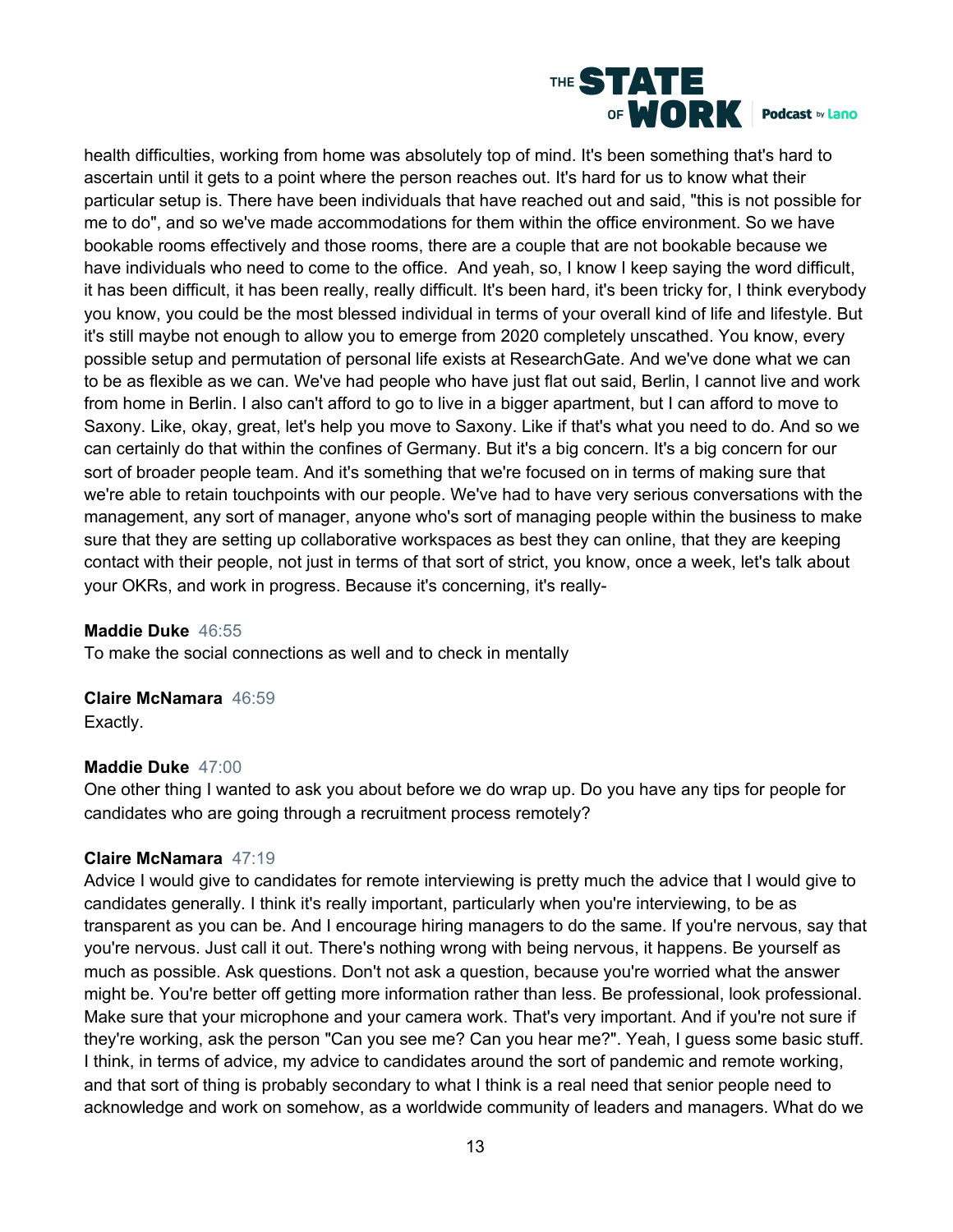health difficulties, working from home was absolutely top of mind. It's been something that's hard to ascertain until it gets to a point where the person reaches out. It's hard for us to know what their particular setup is. There have been individuals that have reached out and said, "this is not possible for me to do", and so we've made accommodations for them within the office environment. So we have bookable rooms effectively and those rooms, there are a couple that are not bookable because we have individuals who need to come to the office. And yeah, so, I know I keep saying the word difficult, it has been difficult, it has been really, really difficult. It's been hard, it's been tricky for, I think everybody you know, you could be the most blessed individual in terms of your overall kind of life and lifestyle. But it's still maybe not enough to allow you to emerge from 2020 completely unscathed. You know, every possible setup and permutation of personal life exists at ResearchGate. And we've done what we can to be as flexible as we can. We've had people who have just flat out said, Berlin, I cannot live and work from home in Berlin. I also can't afford to go to live in a bigger apartment, but I can afford to move to Saxony. Like, okay, great, let's help you move to Saxony. Like if that's what you need to do. And so we can certainly do that within the confines of Germany. But it's a big concern. It's a big concern for our sort of broader people team. And it's something that we're focused on in terms of making sure that we're able to retain touchpoints with our people. We've had to have very serious conversations with the management, any sort of manager, anyone who's sort of managing people within the business to make sure that they are setting up collaborative workspaces as best they can online, that they are keeping contact with their people, not just in terms of that sort of strict, you know, once a week, let's talk about your OKRs, and work in progress. Because it's concerning, it's really-

**Maddie Duke** 46:55
To make the social connections as well and to check in mentally

**Claire McNamara** 46:59
Exactly.

**Maddie Duke** 47:00
One other thing I wanted to ask you about before we do wrap up. Do you have any tips for people for candidates who are going through a recruitment process remotely?

**Claire McNamara** 47:19
Advice I would give to candidates for remote interviewing is pretty much the advice that I would give to candidates generally. I think it's really important, particularly when you're interviewing, to be as transparent as you can be. And I encourage hiring managers to do the same. If you're nervous, say that you're nervous. Just call it out. There's nothing wrong with being nervous, it happens. Be yourself as much as possible. Ask questions. Don't not ask a question, because you're worried what the answer might be. You're better off getting more information rather than less. Be professional, look professional. Make sure that your microphone and your camera work. That's very important. And if you're not sure if they're working, ask the person "Can you see me? Can you hear me?". Yeah, I guess some basic stuff. I think, in terms of advice, my advice to candidates around the sort of pandemic and remote working, and that sort of thing is probably secondary to what I think is a real need that senior people need to acknowledge and work on somehow, as a worldwide community of leaders and managers. What do we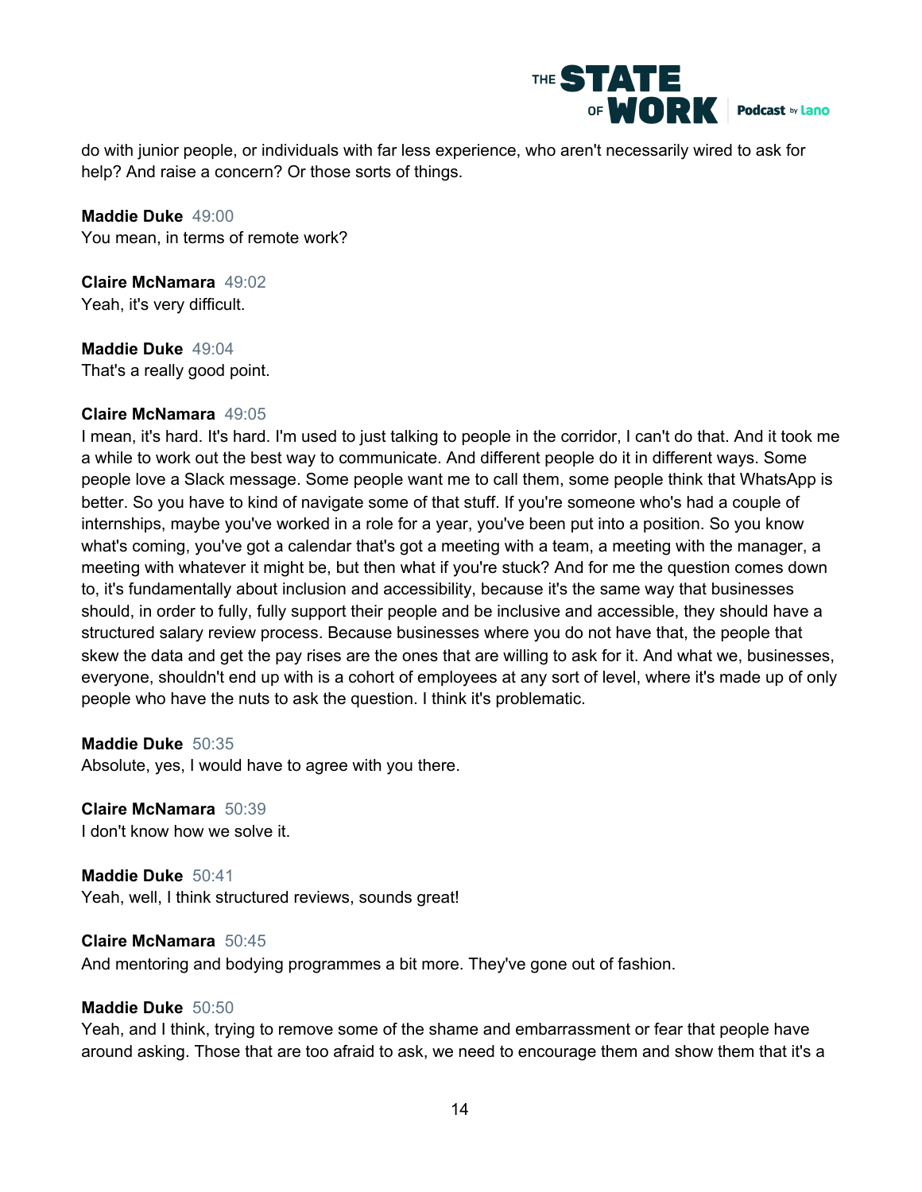do with junior people, or individuals with far less experience, who aren't necessarily wired to ask for help? And raise a concern? Or those sorts of things.

**Maddie Duke** 49:00
You mean, in terms of remote work?

**Claire McNamara** 49:02
Yeah, it's very difficult.

**Maddie Duke** 49:04
That's a really good point.

**Claire McNamara** 49:05
I mean, it's hard. It's hard. I'm used to just talking to people in the corridor, I can't do that. And it took me a while to work out the best way to communicate. And different people do it in different ways. Some people love a Slack message. Some people want me to call them, some people think that WhatsApp is better. So you have to kind of navigate some of that stuff. If you're someone who's had a couple of internships, maybe you've worked in a role for a year, you've been put into a position. So you know what's coming, you've got a calendar that's got a meeting with a team, a meeting with the manager, a meeting with whatever it might be, but then what if you're stuck? And for me the question comes down to, it's fundamentally about inclusion and accessibility, because it's the same way that businesses should, in order to fully, fully support their people and be inclusive and accessible, they should have a structured salary review process. Because businesses where you do not have that, the people that skew the data and get the pay rises are the ones that are willing to ask for it. And what we, businesses, everyone, shouldn't end up with is a cohort of employees at any sort of level, where it's made up of only people who have the nuts to ask the question. I think it's problematic.

**Maddie Duke** 50:35
Absolute, yes, I would have to agree with you there.

**Claire McNamara** 50:39
I don't know how we solve it.

**Maddie Duke** 50:41
Yeah, well, I think structured reviews, sounds great!

**Claire McNamara** 50:45
And mentoring and bodying programmes a bit more. They've gone out of fashion.

**Maddie Duke** 50:50
Yeah, and I think, trying to remove some of the shame and embarrassment or fear that people have around asking. Those that are too afraid to ask, we need to encourage them and show them that it's a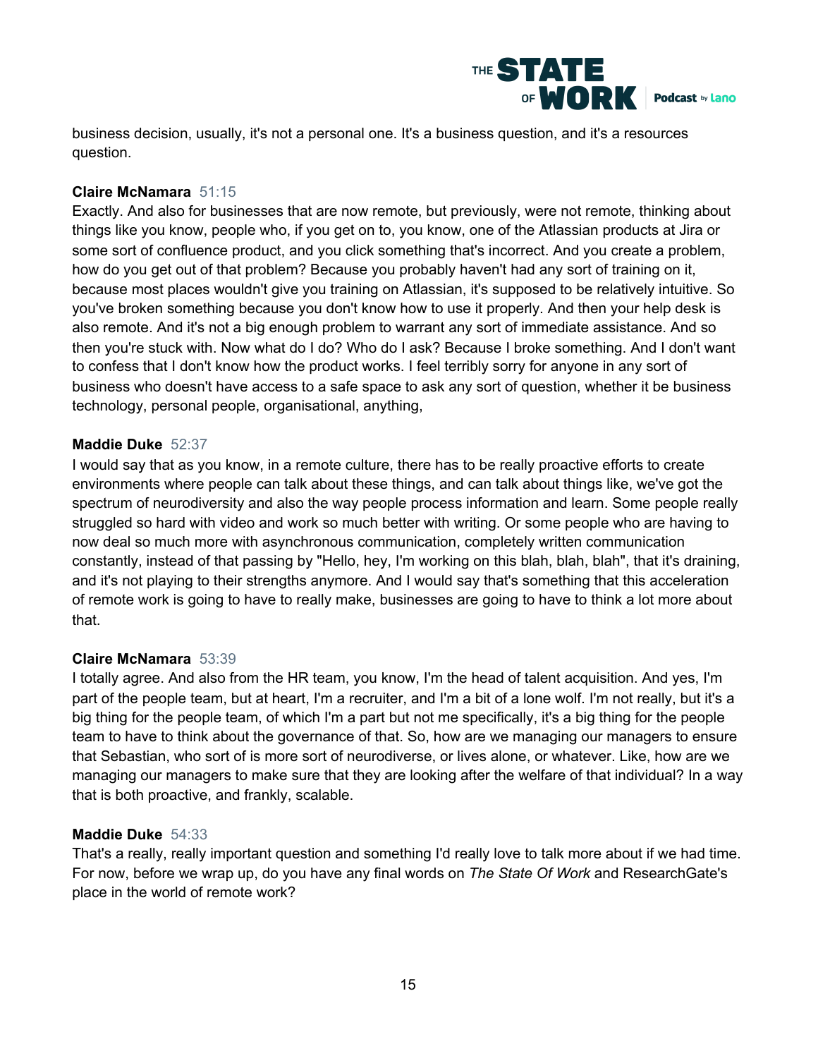business decision, usually, it's not a personal one. It's a business question, and it's a resources question.

**Claire McNamara** 51:15
Exactly. And also for businesses that are now remote, but previously, were not remote, thinking about things like you know, people who, if you get on to, you know, one of the Atlassian products at Jira or some sort of confluence product, and you click something that's incorrect. And you create a problem, how do you get out of that problem? Because you probably haven't had any sort of training on it, because most places wouldn't give you training on Atlassian, it's supposed to be relatively intuitive. So you've broken something because you don't know how to use it properly. And then your help desk is also remote. And it's not a big enough problem to warrant any sort of immediate assistance. And so then you're stuck with. Now what do I do? Who do I ask? Because I broke something. And I don't want to confess that I don't know how the product works. I feel terribly sorry for anyone in any sort of business who doesn't have access to a safe space to ask any sort of question, whether it be business technology, personal people, organisational, anything,

**Maddie Duke** 52:37
I would say that as you know, in a remote culture, there has to be really proactive efforts to create environments where people can talk about these things, and can talk about things like, we've got the spectrum of neurodiversity and also the way people process information and learn. Some people really struggled so hard with video and work so much better with writing. Or some people who are having to now deal so much more with asynchronous communication, completely written communication constantly, instead of that passing by "Hello, hey, I'm working on this blah, blah, blah", that it's draining, and it's not playing to their strengths anymore. And I would say that's something that this acceleration of remote work is going to have to really make, businesses are going to have to think a lot more about that.

**Claire McNamara** 53:39
I totally agree. And also from the HR team, you know, I'm the head of talent acquisition. And yes, I'm part of the people team, but at heart, I'm a recruiter, and I'm a bit of a lone wolf. I'm not really, but it's a big thing for the people team, of which I'm a part but not me specifically, it's a big thing for the people team to have to think about the governance of that. So, how are we managing our managers to ensure that Sebastian, who sort of is more sort of neurodiverse, or lives alone, or whatever. Like, how are we managing our managers to make sure that they are looking after the welfare of that individual? In a way that is both proactive, and frankly, scalable.

**Maddie Duke** 54:33
That's a really, really important question and something I'd really love to talk more about if we had time. For now, before we wrap up, do you have any final words on *The State Of Work* and ResearchGate's place in the world of remote work?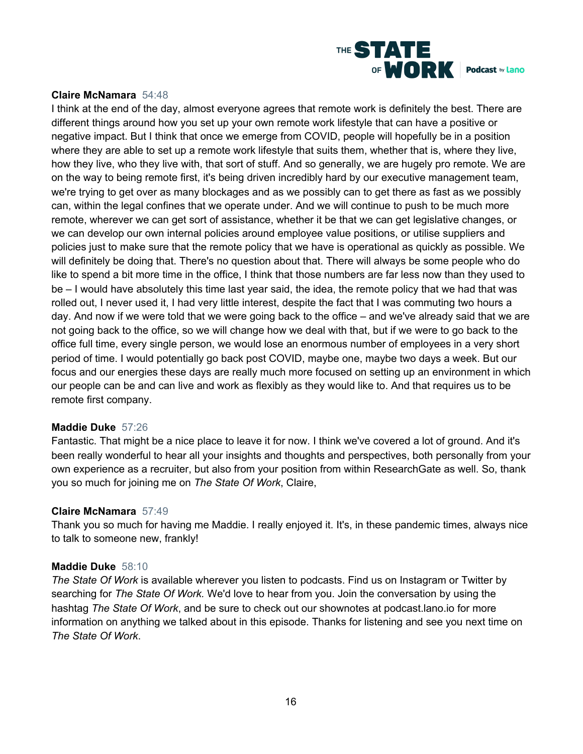**Claire McNamara** 54:48
I think at the end of the day, almost everyone agrees that remote work is definitely the best. There are different things around how you set up your own remote work lifestyle that can have a positive or negative impact. But I think that once we emerge from COVID, people will hopefully be in a position where they are able to set up a remote work lifestyle that suits them, whether that is, where they live, how they live, who they live with, that sort of stuff. And so generally, we are hugely pro remote. We are on the way to being remote first, it's being driven incredibly hard by our executive management team, we're trying to get over as many blockages and as we possibly can to get there as fast as we possibly can, within the legal confines that we operate under. And we will continue to push to be much more remote, wherever we can get sort of assistance, whether it be that we can get legislative changes, or we can develop our own internal policies around employee value positions, or utilise suppliers and policies just to make sure that the remote policy that we have is operational as quickly as possible. We will definitely be doing that. There's no question about that. There will always be some people who do like to spend a bit more time in the office, I think that those numbers are far less now than they used to be – I would have absolutely this time last year said, the idea, the remote policy that we had that was rolled out, I never used it, I had very little interest, despite the fact that I was commuting two hours a day. And now if we were told that we were going back to the office – and we've already said that we are not going back to the office, so we will change how we deal with that, but if we were to go back to the office full time, every single person, we would lose an enormous number of employees in a very short period of time. I would potentially go back post COVID, maybe one, maybe two days a week. But our focus and our energies these days are really much more focused on setting up an environment in which our people can be and can live and work as flexibly as they would like to. And that requires us to be remote first company.

**Maddie Duke** 57:26
Fantastic. That might be a nice place to leave it for now. I think we've covered a lot of ground. And it's been really wonderful to hear all your insights and thoughts and perspectives, both personally from your own experience as a recruiter, but also from your position from within ResearchGate as well. So, thank you so much for joining me on *The State Of Work*, Claire,

**Claire McNamara** 57:49
Thank you so much for having me Maddie. I really enjoyed it. It's, in these pandemic times, always nice to talk to someone new, frankly!

**Maddie Duke** 58:10
*The State Of Work* is available wherever you listen to podcasts. Find us on Instagram or Twitter by searching for *The State Of Work.* We'd love to hear from you. Join the conversation by using the hashtag *The State Of Work*, and be sure to check out our shownotes at podcast.lano.io for more information on anything we talked about in this episode. Thanks for listening and see you next time on *The State Of Work*.